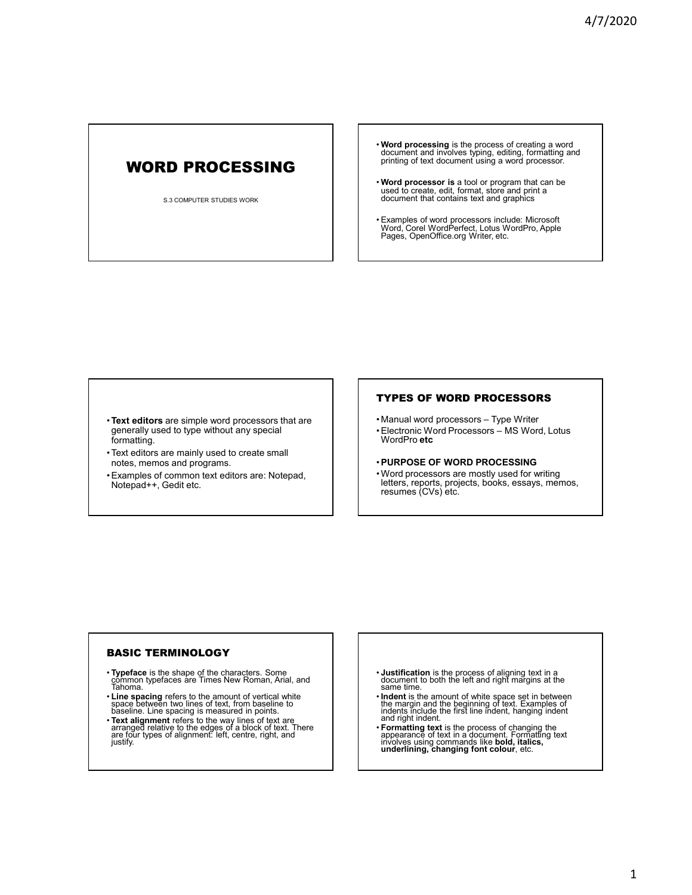# WORD PROCESSING

S.3 COMPUTER STUDIES WORK

- **Word processing** is the process of creating a word document and involves typing, editing, formatting and printing of text document using a word processor.
- **Word processor is** a tool or program that can be used to create, edit, format, store and print a document that contains text and graphics
- Examples of word processors include: Microsoft Word, Corel WordPerfect, Lotus WordPro, Apple Pages, OpenOffice.org Writer, etc.

- **Text editors** are simple word processors that are generally used to type without any special formatting.
- Text editors are mainly used to create small notes, memos and programs.
- Examples of common text editors are: Notepad, Notepad++, Gedit etc.

## TYPES OF WORD PROCESSORS

- Manual word processors – Type Writer
- Electronic Word Processors – MS Word, Lotus WordPro **etc**

- **PURPOSE OF WORD PROCESSING**
- Word processors are mostly used for writing letters, reports, projects, books, essays, memos, resumes (CVs) etc.

## BASIC TERMINOLOGY

- **Typeface** is the shape of the characters. Some common typefaces are Times New Roman, Arial, and Tahoma.
- **Line spacing** refers to the amount of vertical white space between two lines of text, from baseline to baseline. Line spacing is measured in points.
- **Text alignment** refers to the way lines of text are arranged relative to the edges of a block of text. There are four types of alignment: left, centre, right, and justify.

- **Justification** is the process of aligning text in a document to both the left and right margins at the same time.
- **Indent** is the amount of white space set in between the margin and the beginning of text. Examples of indents include the first line indent, hanging indent and right indent.
- **Formatting text** is the process of changing the appearance of text in a document. Formatting text involves using commands like **bold, italics, underlining, changing font colour**, etc.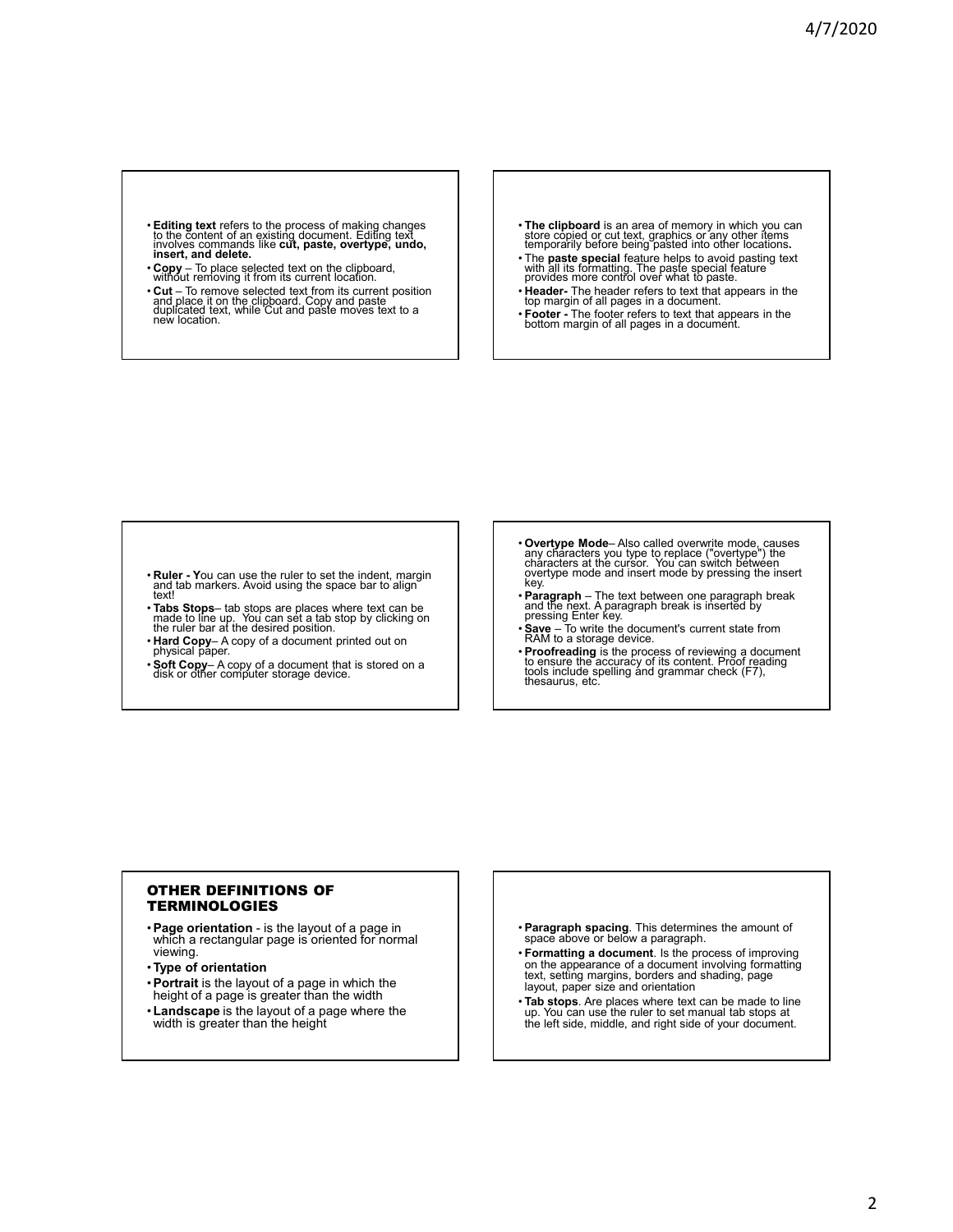- **Editing text** refers to the process of making changes to the content of an existing document. Editing text involves commands like **cut, paste, overtype, undo, insert, and delete.**
- **Copy** – To place selected text on the clipboard, without removing it from its current location.
- **Cut** – To remove selected text from its current position and place it on the clipboard. Copy and paste duplicated text, while Cut and paste moves text to a new location.

- **The clipboard** is an area of memory in which you can store copied or cut text, graphics or any other items temporarily before being pasted into other locations**.**
- The **paste special** feature helps to avoid pasting text with all its formatting. The paste special feature provides more control over what to paste.
- **Header-** The header refers to text that appears in the top margin of all pages in a document.
- **Footer -** The footer refers to text that appears in the bottom margin of all pages in a document.

- **Ruler - Y**ou can use the ruler to set the indent, margin and tab markers. Avoid using the space bar to align text!
- **Tabs Stops**– tab stops are places where text can be made to line up. You can set a tab stop by clicking on the ruler bar at the desired position.
- **Hard Copy**– A copy of a document printed out on physical paper.
- **Soft Copy**– A copy of a document that is stored on a disk or other computer storage device.

- **Overtype Mode**– Also called overwrite mode, causes any characters you type to replace ("overtype") the characters at the cursor. You can switch between overtype mode and insert mode by pressing the insert key.
- **Paragraph** – The text between one paragraph break and the next. A paragraph break is inserted by pressing Enter key.
- **Save** – To write the document's current state from RAM to a storage device.
- **Proofreading** is the process of reviewing a document to ensure the accuracy of its content. Proof reading tools include spelling and grammar check (F7), thesaurus, etc.

## OTHER DEFINITIONS OF TERMINOLOGIES

- **Page orientation** - is the layout of a page in which a rectangular page is oriented for normal viewing.
- **Type of orientation**
- **Portrait** is the layout of a page in which the height of a page is greater than the width
- **Landscape** is the layout of a page where the width is greater than the height

- **Paragraph spacing**. This determines the amount of space above or below a paragraph.
- **Formatting a document**. Is the process of improving on the appearance of a document involving formatting text, setting margins, borders and shading, page layout, paper size and orientation
- **Tab stops**. Are places where text can be made to line up. You can use the ruler to set manual tab stops at the left side, middle, and right side of your document.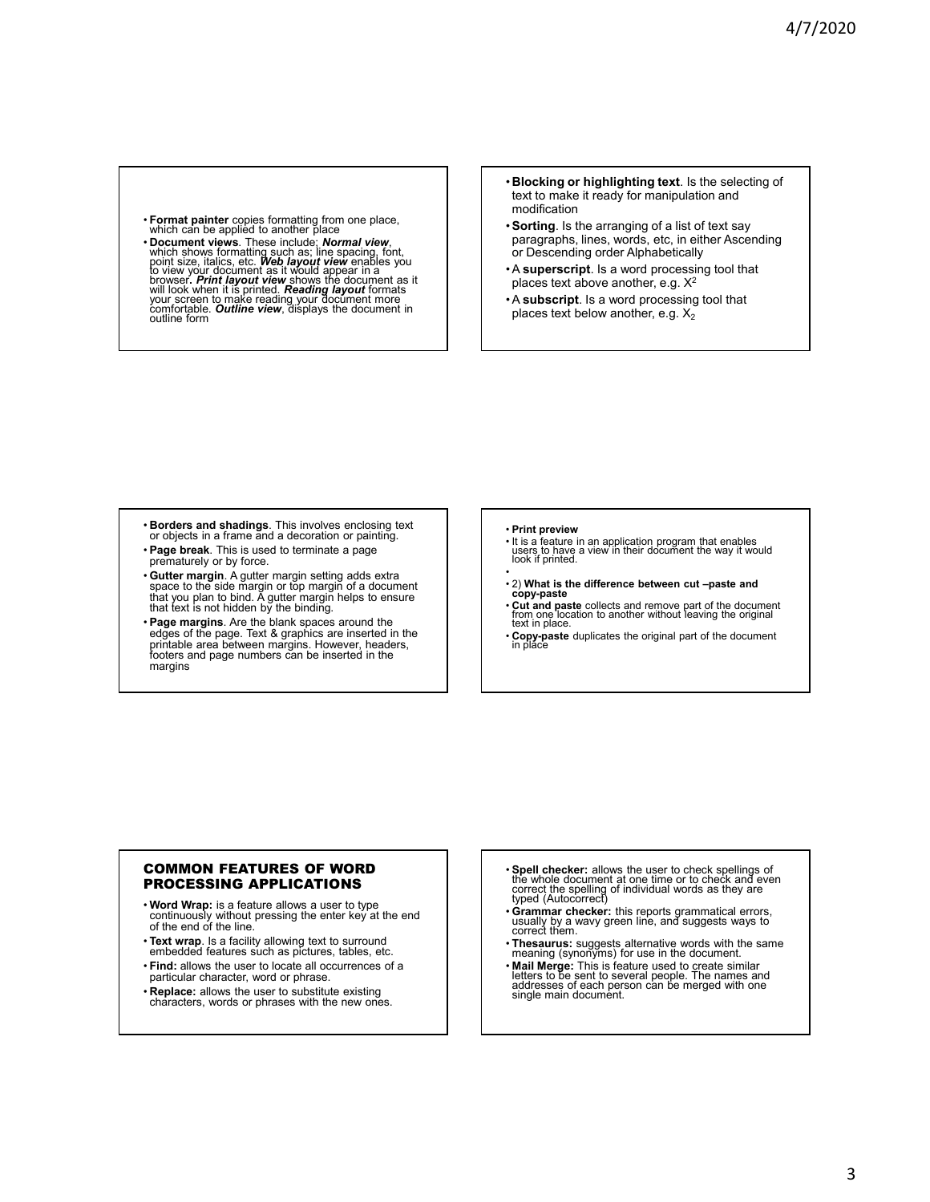- **Format painter** copies formatting from one place, which can be applied to another place
- **Document views**. These include; ***Normal view***, which shows formatting such as; line spacing, font, point size, italics, etc. ***Web layout view*** enables you to view your document as it would appear in a browser**.** ***Print layout view*** shows the document as it will look when it is printed. ***Reading layout*** formats your screen to make reading your document more comfortable. ***Outline view***, displays the document in outline form

- **Blocking or highlighting text**. Is the selecting of text to make it ready for manipulation and modification
- **Sorting**. Is the arranging of a list of text say paragraphs, lines, words, etc, in either Ascending or Descending order Alphabetically
- A **superscript**. Is a word processing tool that places text above another, e.g. $X^2$
- A **subscript**. Is a word processing tool that places text below another, e.g. $X_2$

- **Borders and shadings**. This involves enclosing text or objects in a frame and a decoration or painting.
- **Page break**. This is used to terminate a page prematurely or by force.
- **Gutter margin**. A gutter margin setting adds extra space to the side margin or top margin of a document that you plan to bind. A gutter margin helps to ensure that text is not hidden by the binding.
- **Page margins**. Are the blank spaces around the edges of the page. Text & graphics are inserted in the printable area between margins. However, headers, footers and page numbers can be inserted in the margins

- **Print preview**
- It is a feature in an application program that enables users to have a view in their document the way it would look if printed.
- 
- 2) **What is the difference between cut –paste and copy-paste**
- **Cut and paste** collects and remove part of the document from one location to another without leaving the original text in place.
- **Copy-paste** duplicates the original part of the document in place

## COMMON FEATURES OF WORD PROCESSING APPLICATIONS

- **Word Wrap:** is a feature allows a user to type continuously without pressing the enter key at the end of the end of the line.
- **Text wrap**. Is a facility allowing text to surround embedded features such as pictures, tables, etc.
- **Find:** allows the user to locate all occurrences of a particular character, word or phrase.
- **Replace:** allows the user to substitute existing characters, words or phrases with the new ones.

- **Spell checker:** allows the user to check spellings of the whole document at one time or to check and even correct the spelling of individual words as they are typed (Autocorrect)
- **Grammar checker:** this reports grammatical errors, usually by a wavy green line, and suggests ways to correct them.
- **Thesaurus:** suggests alternative words with the same meaning (synonyms) for use in the document.
- **Mail Merge:** This is feature used to create similar letters to be sent to several people. The names and addresses of each person can be merged with one single main document.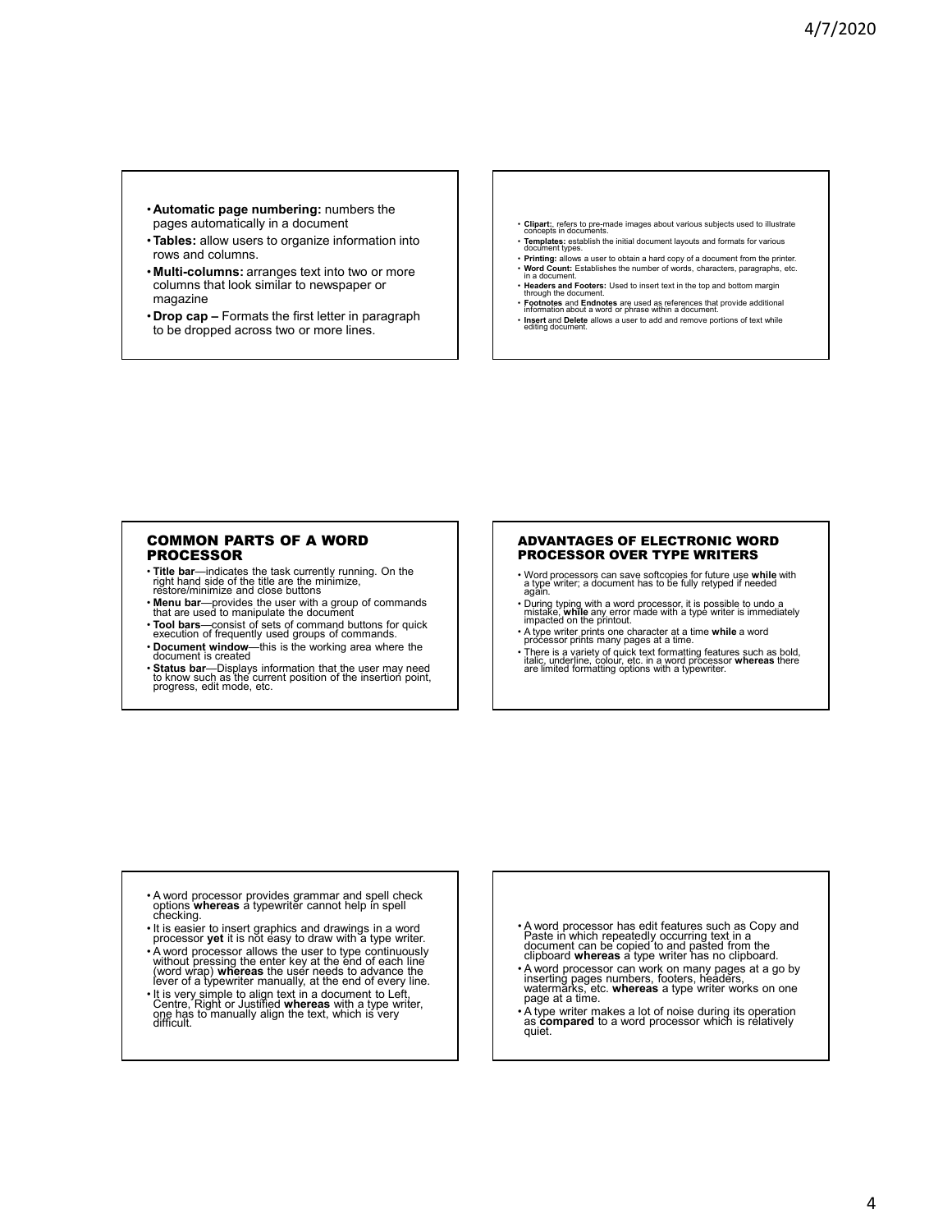- **Automatic page numbering:** numbers the pages automatically in a document
- **Tables:** allow users to organize information into rows and columns.
- **Multi-columns:** arranges text into two or more columns that look similar to newspaper or magazine
- **Drop cap –** Formats the first letter in paragraph to be dropped across two or more lines.

- **Clipart:** refers to pre-made images about various subjects used to illustrate concepts in documents.
- **Templates:** establish the initial document layouts and formats for various document types.
- **Printing:** allows a user to obtain a hard copy of a document from the printer.
- **Word Count:** Establishes the number of words, characters, paragraphs, etc. in a document.
- **Headers and Footers:** Used to insert text in the top and bottom margin through the document.
- **Footnotes** and **Endnotes** are used as references that provide additional information about a word or phrase within a document.
- **Insert** and **Delete** allows a user to add and remove portions of text while editing document.

## COMMON PARTS OF A WORD PROCESSOR

- **Title bar**—indicates the task currently running. On the right hand side of the title are the minimize, restore/minimize and close buttons
- **Menu bar**—provides the user with a group of commands that are used to manipulate the document
- **Tool bars**—consist of sets of command buttons for quick execution of frequently used groups of commands.
- **Document window**—this is the working area where the document is created
- **Status bar**—Displays information that the user may need to know such as the current position of the insertion point, progress, edit mode, etc.

## ADVANTAGES OF ELECTRONIC WORD PROCESSOR OVER TYPE WRITERS

- Word processors can save softcopies for future use **while** with a type writer; a document has to be fully retyped if needed again.
- During typing with a word processor, it is possible to undo a mistake, **while** any error made with a type writer is immediately impacted on the printout.
- A type writer prints one character at a time **while** a word processor prints many pages at a time.
- There is a variety of quick text formatting features such as bold, italic, underline, colour, etc. in a word processor **whereas** there are limited formatting options with a typewriter.

- A word processor provides grammar and spell check options **whereas** a typewriter cannot help in spell checking.
- It is easier to insert graphics and drawings in a word processor **yet** it is not easy to draw with a type writer.
- A word processor allows the user to type continuously without pressing the enter key at the end of each line (word wrap) **whereas** the user needs to advance the lever of a typewriter manually, at the end of every line.
- It is very simple to align text in a document to Left, Centre, Right or Justified **whereas** with a type writer, one has to manually align the text, which is very difficult.

- A word processor has edit features such as Copy and Paste in which repeatedly occurring text in a document can be copied to and pasted from the clipboard **whereas** a type writer has no clipboard.
- A word processor can work on many pages at a go by inserting pages numbers, footers, headers, watermarks, etc. **whereas** a type writer works on one page at a time.
- A type writer makes a lot of noise during its operation as **compared** to a word processor which is relatively quiet.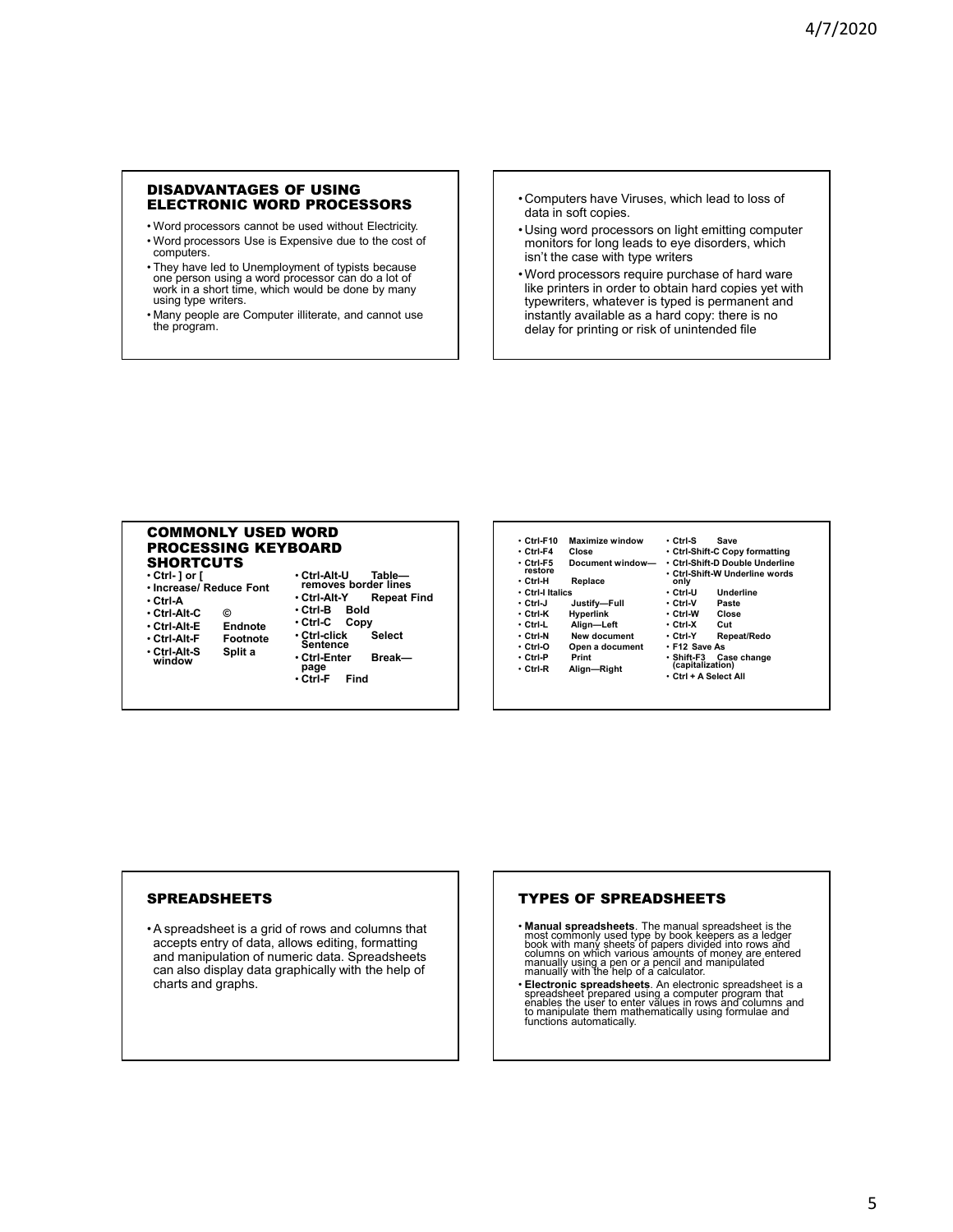## DISADVANTAGES OF USING ELECTRONIC WORD PROCESSORS

- Word processors cannot be used without Electricity.
- Word processors Use is Expensive due to the cost of computers.
- They have led to Unemployment of typists because one person using a word processor can do a lot of work in a short time, which would be done by many using type writers.
- Many people are Computer illiterate, and cannot use the program.

- Computers have Viruses, which lead to loss of data in soft copies.
- Using word processors on light emitting computer monitors for long leads to eye disorders, which isn't the case with type writers
- Word processors require purchase of hard ware like printers in order to obtain hard copies yet with typewriters, whatever is typed is permanent and instantly available as a hard copy: there is no delay for printing or risk of unintended file

## COMMONLY USED WORD PROCESSING KEYBOARD SHORTCUTS

- **Ctrl- ] or [**
- **Increase/ Reduce Font**
- **Ctrl-A**
- **Ctrl-Alt-C ©**
- **Ctrl-Alt-E Endnote**
- **Ctrl-Alt-F Footnote**
- **Ctrl-Alt-S Split a window**
- **Ctrl-Alt-U Table—removes border lines**
- **Ctrl-Alt-Y Repeat Find**
- **Ctrl-B Bold**
- **Ctrl-C Copy**
- **Ctrl-click Select Sentence**
- **Ctrl-Enter Break—page**
- **Ctrl-F Find**

- **Ctrl-F10 Maximize window**
- **Ctrl-F4 Close**
- **Ctrl-F5 Document window—restore**
- **Ctrl-H Replace**
- **Ctrl-I Italics**
- **Ctrl-J Justify—Full**
- **Ctrl-K Hyperlink**
- **Ctrl-L Align—Left**
- **Ctrl-N New document**
- **Ctrl-O Open a document**
- **Ctrl-P Print**
- **Ctrl-R Align—Right**
- **Ctrl-S Save**
- **Ctrl-Shift-C Copy formatting**
- **Ctrl-Shift-D Double Underline**
- **Ctrl-Shift-W Underline words only**
- **Ctrl-U Underline**
- **Ctrl-V Paste**
- **Ctrl-W Close**
- **Ctrl-X Cut**
- **Ctrl-Y Repeat/Redo**
- **F12 Save As**
- **Shift-F3 Case change (capitalization)**
- **Ctrl + A Select All**

## SPREADSHEETS

- A spreadsheet is a grid of rows and columns that accepts entry of data, allows editing, formatting and manipulation of numeric data. Spreadsheets can also display data graphically with the help of charts and graphs.

## TYPES OF SPREADSHEETS

- **Manual spreadsheets**. The manual spreadsheet is the most commonly used type by book keepers as a ledger book with many sheets of papers divided into rows and columns on which various amounts of money are entered manually using a pen or a pencil and manipulated manually with the help of a calculator.
- **Electronic spreadsheets**. An electronic spreadsheet is a spreadsheet prepared using a computer program that enables the user to enter values in rows and columns and to manipulate them mathematically using formulae and functions automatically.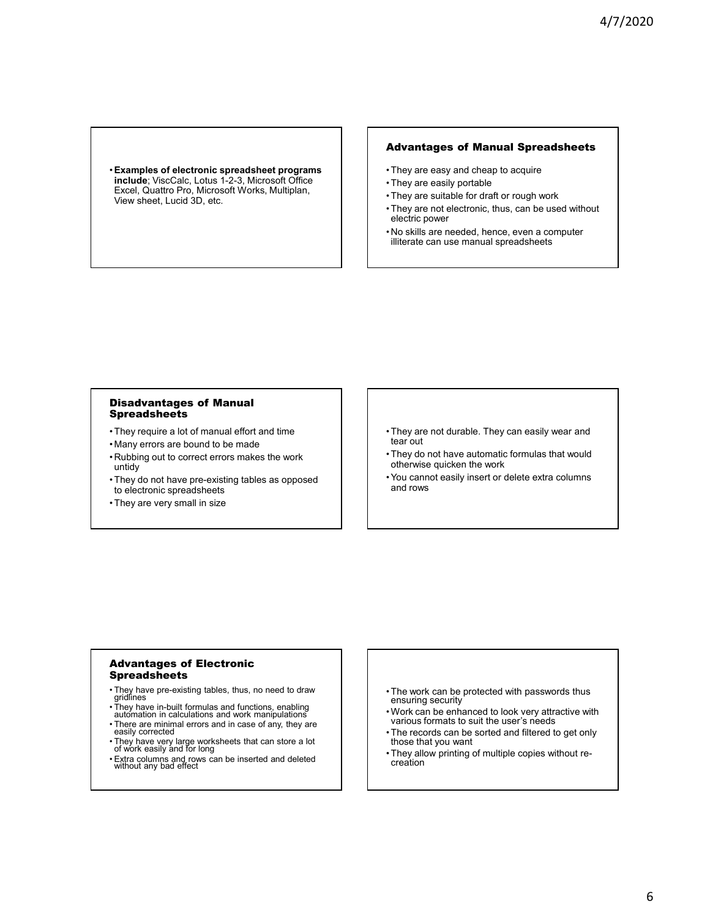- **Examples of electronic spreadsheet programs include**; ViscCalc, Lotus 1-2-3, Microsoft Office Excel, Quattro Pro, Microsoft Works, Multiplan, View sheet, Lucid 3D, etc.

## Advantages of Manual Spreadsheets

- They are easy and cheap to acquire
- They are easily portable
- They are suitable for draft or rough work
- They are not electronic, thus, can be used without electric power
- No skills are needed, hence, even a computer illiterate can use manual spreadsheets

## Disadvantages of Manual Spreadsheets

- They require a lot of manual effort and time
- Many errors are bound to be made
- Rubbing out to correct errors makes the work untidy
- They do not have pre-existing tables as opposed to electronic spreadsheets
- They are very small in size
- They are not durable. They can easily wear and tear out
- They do not have automatic formulas that would otherwise quicken the work
- You cannot easily insert or delete extra columns and rows

## Advantages of Electronic Spreadsheets

- They have pre-existing tables, thus, no need to draw gridlines
- They have in-built formulas and functions, enabling automation in calculations and work manipulations
- There are minimal errors and in case of any, they are easily corrected
- They have very large worksheets that can store a lot of work easily and for long
- Extra columns and rows can be inserted and deleted without any bad effect
- The work can be protected with passwords thus ensuring security
- Work can be enhanced to look very attractive with various formats to suit the user's needs
- The records can be sorted and filtered to get only those that you want
- They allow printing of multiple copies without re-creation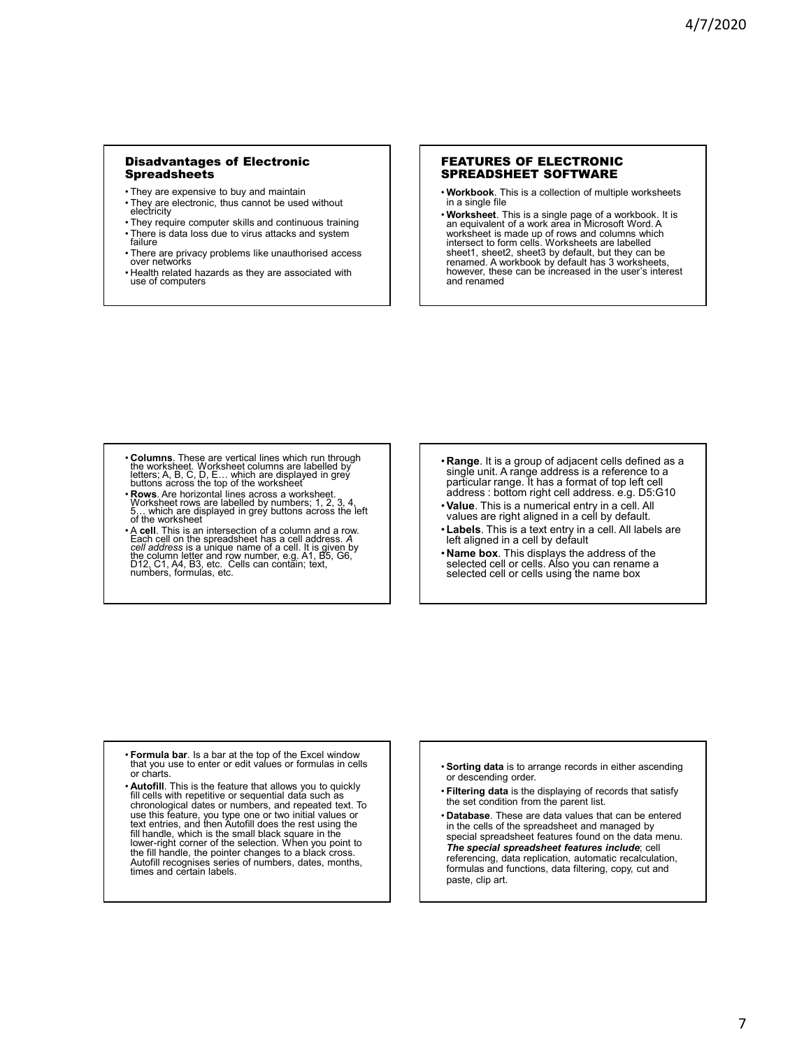## Disadvantages of Electronic Spreadsheets

- They are expensive to buy and maintain
- They are electronic, thus cannot be used without electricity
- They require computer skills and continuous training
- There is data loss due to virus attacks and system failure
- There are privacy problems like unauthorised access over networks
- Health related hazards as they are associated with use of computers

## FEATURES OF ELECTRONIC SPREADSHEET SOFTWARE

- **Workbook**. This is a collection of multiple worksheets in a single file
- **Worksheet**. This is a single page of a workbook. It is an equivalent of a work area in Microsoft Word. A worksheet is made up of rows and columns which intersect to form cells. Worksheets are labelled sheet1, sheet2, sheet3 by default, but they can be renamed. A workbook by default has 3 worksheets, however, these can be increased in the user's interest and renamed

- **Columns**. These are vertical lines which run through the worksheet. Worksheet columns are labelled by letters; A, B, C, D, E… which are displayed in grey buttons across the top of the worksheet
- **Rows**. Are horizontal lines across a worksheet. Worksheet rows are labelled by numbers; 1, 2, 3, 4, 5… which are displayed in grey buttons across the left of the worksheet
- A **cell**. This is an intersection of a column and a row. Each cell on the spreadsheet has a cell address. *A cell address* is a unique name of a cell. It is given by the column letter and row number, e.g. A1, B5, G6, D12, C1, A4, B3, etc. Cells can contain; text, numbers, formulas, etc.

- **Range**. It is a group of adjacent cells defined as a single unit. A range address is a reference to a particular range. It has a format of top left cell address : bottom right cell address. e.g. D5:G10
- **Value**. This is a numerical entry in a cell. All values are right aligned in a cell by default.
- **Labels**. This is a text entry in a cell. All labels are left aligned in a cell by default
- **Name box**. This displays the address of the selected cell or cells. Also you can rename a selected cell or cells using the name box

- **Formula bar**. Is a bar at the top of the Excel window that you use to enter or edit values or formulas in cells or charts.
- **Autofill**. This is the feature that allows you to quickly fill cells with repetitive or sequential data such as chronological dates or numbers, and repeated text. To use this feature, you type one or two initial values or text entries, and then Autofill does the rest using the fill handle, which is the small black square in the lower-right corner of the selection. When you point to the fill handle, the pointer changes to a black cross. Autofill recognises series of numbers, dates, months, times and certain labels.

- **Sorting data** is to arrange records in either ascending or descending order.
- **Filtering data** is the displaying of records that satisfy the set condition from the parent list.
- **Database**. These are data values that can be entered in the cells of the spreadsheet and managed by special spreadsheet features found on the data menu. ***The special spreadsheet features include***; cell referencing, data replication, automatic recalculation, formulas and functions, data filtering, copy, cut and paste, clip art.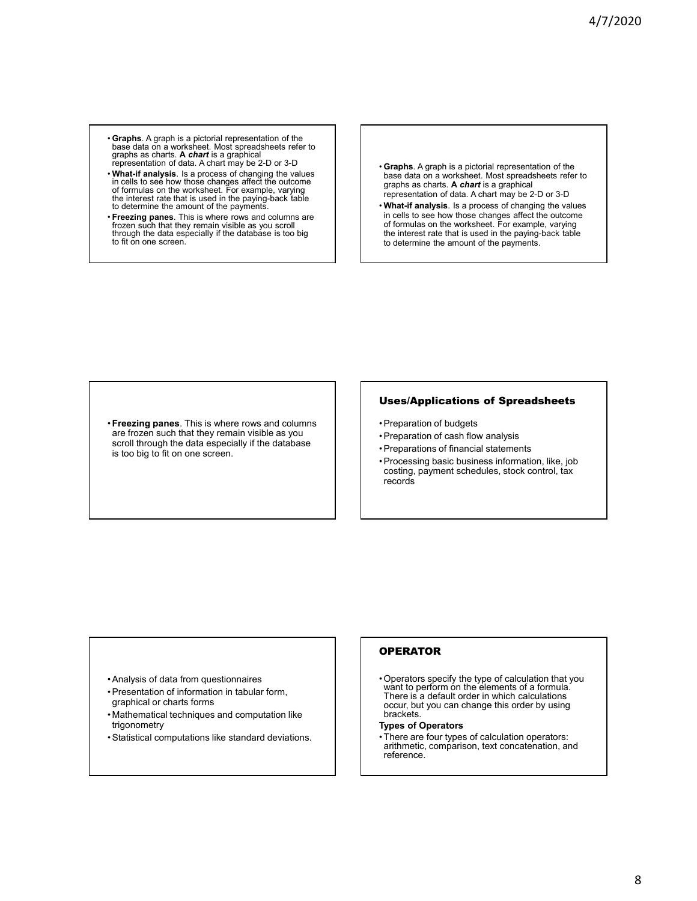- **Graphs**. A graph is a pictorial representation of the base data on a worksheet. Most spreadsheets refer to graphs as charts. **A *chart*** is a graphical representation of data. A chart may be 2-D or 3-D
- **What-if analysis**. Is a process of changing the values in cells to see how those changes affect the outcome of formulas on the worksheet. For example, varying the interest rate that is used in the paying-back table to determine the amount of the payments.
- **Freezing panes**. This is where rows and columns are frozen such that they remain visible as you scroll through the data especially if the database is too big to fit on one screen.

- **Graphs**. A graph is a pictorial representation of the base data on a worksheet. Most spreadsheets refer to graphs as charts. **A *chart*** is a graphical representation of data. A chart may be 2-D or 3-D
- **What-if analysis**. Is a process of changing the values in cells to see how those changes affect the outcome of formulas on the worksheet. For example, varying the interest rate that is used in the paying-back table to determine the amount of the payments.

- **Freezing panes**. This is where rows and columns are frozen such that they remain visible as you scroll through the data especially if the database is too big to fit on one screen.

## Uses/Applications of Spreadsheets

- Preparation of budgets
- Preparation of cash flow analysis
- Preparations of financial statements
- Processing basic business information, like, job costing, payment schedules, stock control, tax records

- Analysis of data from questionnaires
- Presentation of information in tabular form, graphical or charts forms
- Mathematical techniques and computation like trigonometry
- Statistical computations like standard deviations.

## OPERATOR

- Operators specify the type of calculation that you want to perform on the elements of a formula. There is a default order in which calculations occur, but you can change this order by using brackets.

**Types of Operators**

- There are four types of calculation operators: arithmetic, comparison, text concatenation, and reference.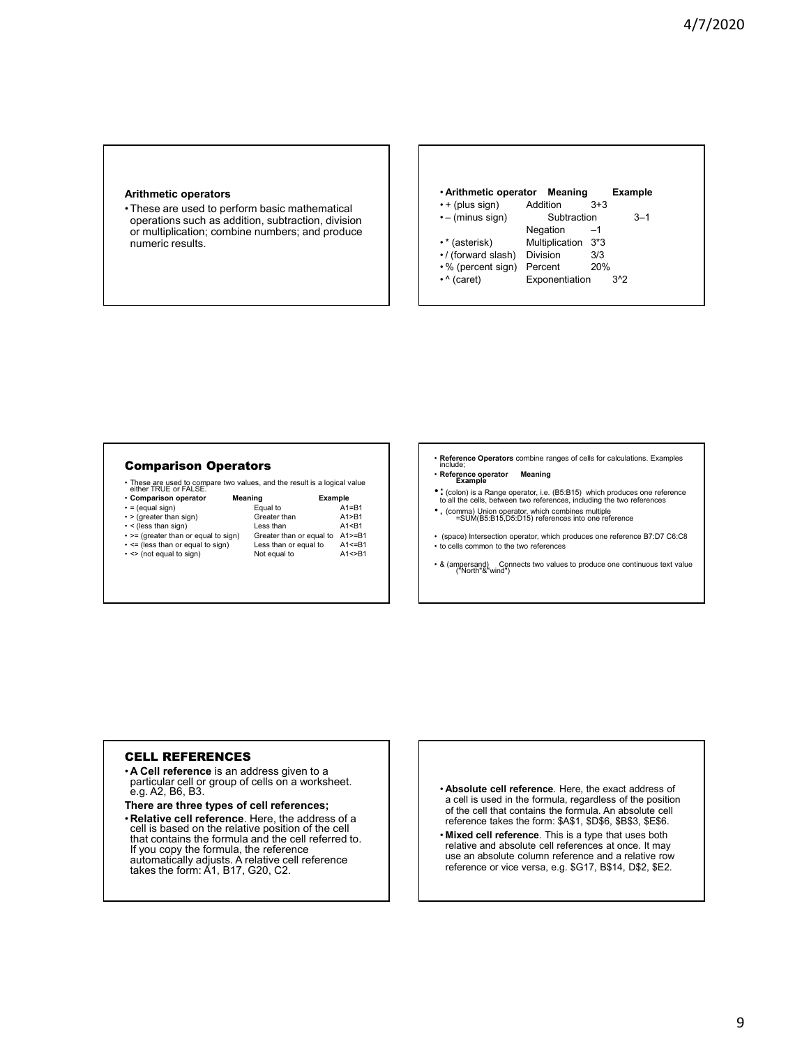**Arithmetic operators**

- These are used to perform basic mathematical operations such as addition, subtraction, division or multiplication; combine numbers; and produce numeric results.

| Arithmetic operator | Meaning | Example |
|---|---|---|
| + (plus sign) | Addition | 3+3 |
| – (minus sign) | Subtraction | 3–1 |
| | Negation | –1 |
| * (asterisk) | Multiplication | 3*3 |
| / (forward slash) | Division | 3/3 |
| % (percent sign) | Percent | 20% |
| ^ (caret) | Exponentiation | 3^2 |

## Comparison Operators

- These are used to compare two values, and the result is a logical value either TRUE or FALSE.

| Comparison operator | Meaning | Example |
|---|---|---|
| = (equal sign) | Equal to | A1=B1 |
| > (greater than sign) | Greater than | A1>B1 |
| < (less than sign) | Less than | A1<B1 |
| >= (greater than or equal to sign) | Greater than or equal to | A1>=B1 |
| <= (less than or equal to sign) | Less than or equal to | A1<=B1 |
| <> (not equal to sign) | Not equal to | A1<>B1 |

- **Reference Operators** combine ranges of cells for calculations. Examples include;
- **Reference operator Meaning Example**
- **:** (colon) is a Range operator, i.e. (B5:B15) which produces one reference to all the cells, between two references, including the two references
- **,** (comma) Union operator, which combines multiple =SUM(B5:B15,D5:D15) references into one reference
- (space) Intersection operator, which produces one reference B7:D7 C6:C8
- to cells common to the two references
- & (ampersand) Connects two values to produce one continuous text value ("North"&"wind")

## CELL REFERENCES

- **A Cell reference** is an address given to a particular cell or group of cells on a worksheet. e.g. A2, B6, B3.

**There are three types of cell references;**

- **Relative cell reference**. Here, the address of a cell is based on the relative position of the cell that contains the formula and the cell referred to. If you copy the formula, the reference automatically adjusts. A relative cell reference takes the form: A1, B17, G20, C2.
- **Absolute cell reference**. Here, the exact address of a cell is used in the formula, regardless of the position of the cell that contains the formula. An absolute cell reference takes the form: $A$1, $D$6, $B$3, $E$6.
- **Mixed cell reference**. This is a type that uses both relative and absolute cell references at once. It may use an absolute column reference and a relative row reference or vice versa, e.g. $G17, B$14, D$2, $E2.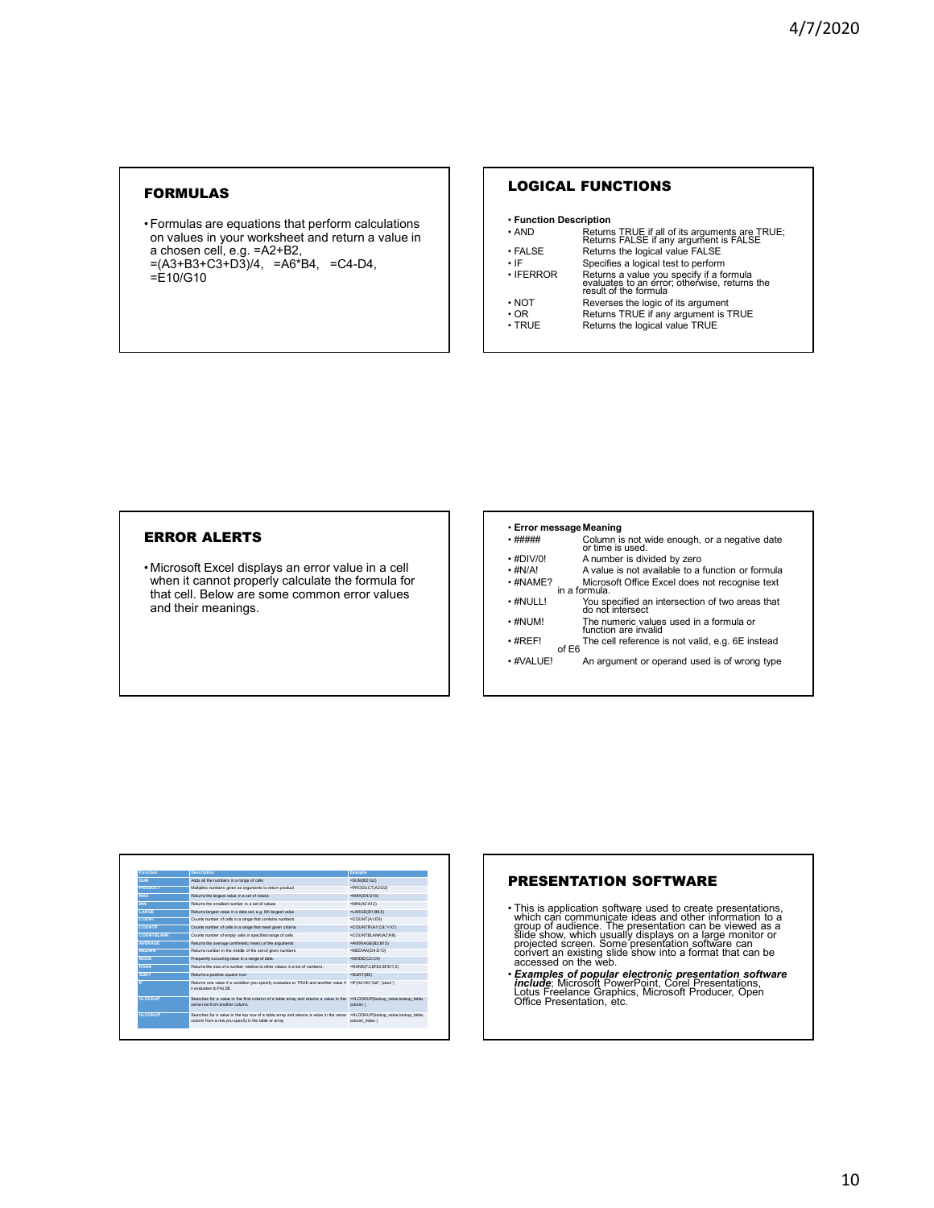## FORMULAS

- Formulas are equations that perform calculations on values in your worksheet and return a value in a chosen cell, e.g. =A2+B2, =(A3+B3+C3+D3)/4, =A6*B4, =C4-D4, =E10/G10

## LOGICAL FUNCTIONS

| Function | Description |
|---|---|
| AND | Returns TRUE if all of its arguments are TRUE; Returns FALSE if any argument is FALSE |
| FALSE | Returns the logical value FALSE |
| IF | Specifies a logical test to perform |
| IFERROR | Returns a value you specify if a formula evaluates to an error; otherwise, returns the result of the formula |
| NOT | Reverses the logic of its argument |
| OR | Returns TRUE if any argument is TRUE |
| TRUE | Returns the logical value TRUE |

## ERROR ALERTS

- Microsoft Excel displays an error value in a cell when it cannot properly calculate the formula for that cell. Below are some common error values and their meanings.

| Error message | Meaning |
|---|---|
| ##### | Column is not wide enough, or a negative date or time is used. |
| #DIV/0! | A number is divided by zero |
| #N/A! | A value is not available to a function or formula |
| #NAME? | Microsoft Office Excel does not recognise text in a formula. |
| #NULL! | You specified an intersection of two areas that do not intersect |
| #NUM! | The numeric values used in a formula or function are invalid |
| #REF! | The cell reference is not valid, e.g. 6E instead of E6 |
| #VALUE! | An argument or operand used is of wrong type |

| Function | Description | Example |
|---|---|---|
| SUM | Adds all the numbers in a range of cells | =SUM(B2:G2) |
| PRODUCT | Multiplies numbers given as arguments to return product | =PRODUCT(A2:D2) |
| MAX | Returns the largest value in a set of values | =MAX(D4:D10) |
| MIN | Returns the smallest number in a set of values | =MIN(A2:A12) |
| LARGE | Returns largest value in a data set, e.g. 5th largest value | =LARGE(B1:B9,5) |
| COUNT | Counts number of cells in a range that contains numbers | =COUNT(A1:E9) |
| COUNTIF | Counts number of cells in a range that meet given criteria | =COUNTIF(A1:C9,"<10") |
| COUNTBLANK | Counts number of empty cells in specified range of cells | =COUNTBLANK(A2:H8) |
| AVERAGE | Returns the average (arithmetic mean) of the arguments | =AVERAGE(B2:B15) |
| MEDIAN | Returns number in the middle of the set of given numbers | =MEDIAN(D4:D10) |
| MODE | Frequently occurring value in a range of data. | =MODE(C2:C9) |
| RANK | Returns the size of a number relative to other values in a list of numbers. | =RANK(F3,$F$3:$F$11,0) |
| SQRT | Returns a positive square root | =SQRT(B5) |
| IF | Returns one value if a condition you specify evaluates to TRUE and another value if it evaluates to FALSE. | =IF(A2<50,"fail","pass") |
| VLOOKUP | Searches for a value in the first column of a table array and returns a value in the same row from another column. | =VLOOKUP(lookup_value,lookup_table, column ) |
| HLOOKUP | Searches for a value in the top row of a table array and returns a value in the same column from a row you specify in the table or array | =HLOOKUP(lookup_value,lookup_table, column_index ) |

## PRESENTATION SOFTWARE

- This is application software used to create presentations, which can communicate ideas and other information to a group of audience. The presentation can be viewed as a slide show, which usually displays on a large monitor or projected screen. Some presentation software can convert an existing slide show into a format that can be accessed on the web.
- ***Examples of popular electronic presentation software include***; Microsoft PowerPoint, Corel Presentations, Lotus Freelance Graphics, Microsoft Producer, Open Office Presentation, etc.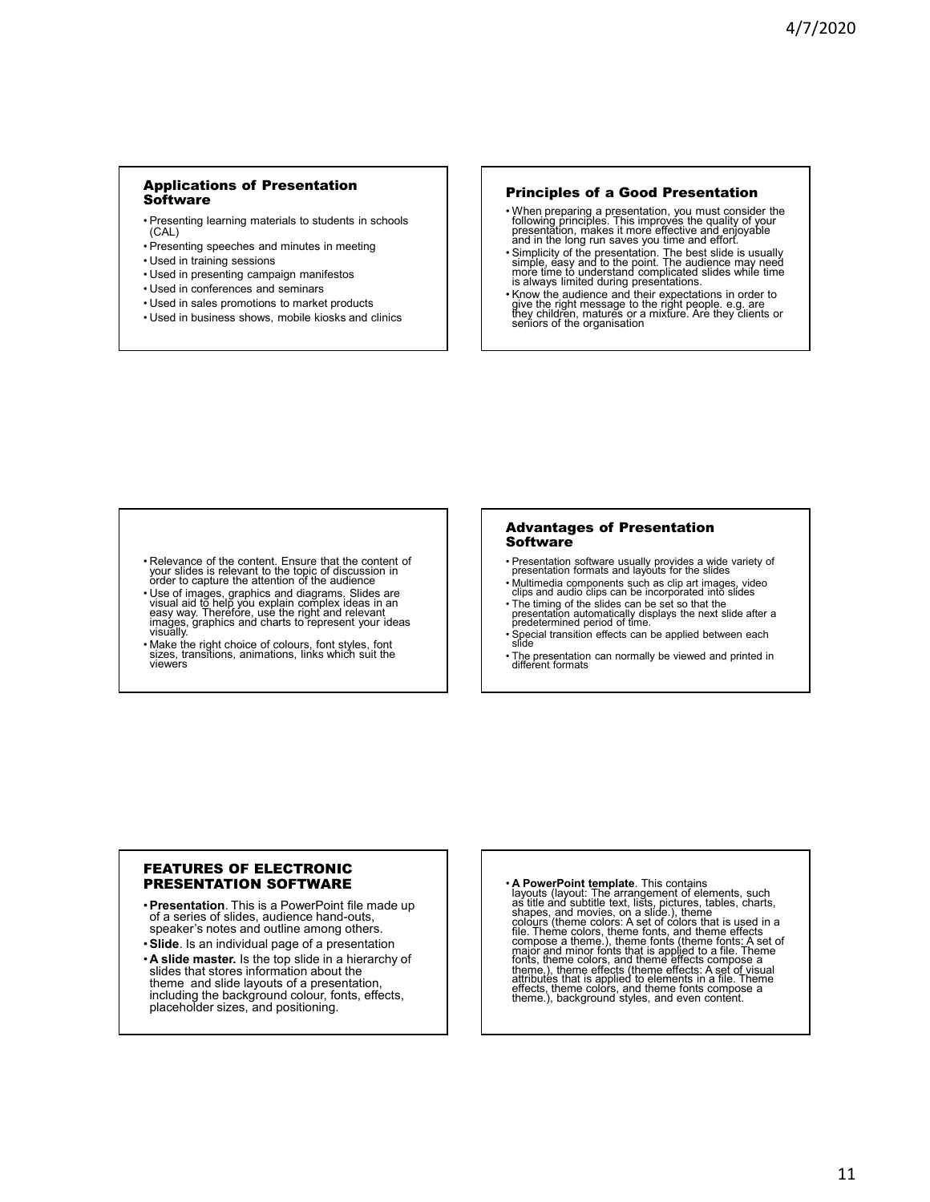## Applications of Presentation Software

- Presenting learning materials to students in schools (CAL)
- Presenting speeches and minutes in meeting
- Used in training sessions
- Used in presenting campaign manifestos
- Used in conferences and seminars
- Used in sales promotions to market products
- Used in business shows, mobile kiosks and clinics

## Principles of a Good Presentation

- When preparing a presentation, you must consider the following principles. This improves the quality of your presentation, makes it more effective and enjoyable and in the long run saves you time and effort.
- Simplicity of the presentation. The best slide is usually simple, easy and to the point. The audience may need more time to understand complicated slides while time is always limited during presentations.
- Know the audience and their expectations in order to give the right message to the right people. e.g. are they children, matures or a mixture. Are they clients or seniors of the organisation

- Relevance of the content. Ensure that the content of your slides is relevant to the topic of discussion in order to capture the attention of the audience
- Use of images, graphics and diagrams. Slides are visual aid to help you explain complex ideas in an easy way. Therefore, use the right and relevant images, graphics and charts to represent your ideas visually.
- Make the right choice of colours, font styles, font sizes, transitions, animations, links which suit the viewers

## Advantages of Presentation Software

- Presentation software usually provides a wide variety of presentation formats and layouts for the slides
- Multimedia components such as clip art images, video clips and audio clips can be incorporated into slides
- The timing of the slides can be set so that the presentation automatically displays the next slide after a predetermined period of time.
- Special transition effects can be applied between each slide
- The presentation can normally be viewed and printed in different formats

## FEATURES OF ELECTRONIC PRESENTATION SOFTWARE

- **Presentation**. This is a PowerPoint file made up of a series of slides, audience hand-outs, speaker's notes and outline among others.
- **Slide**. Is an individual page of a presentation
- **A slide master.** Is the top slide in a hierarchy of slides that stores information about the theme and slide layouts of a presentation, including the background colour, fonts, effects, placeholder sizes, and positioning.

- **A PowerPoint template**. This contains layouts (layout: The arrangement of elements, such as title and subtitle text, lists, pictures, tables, charts, shapes, and movies, on a slide.), theme colours (theme colors: A set of colors that is used in a file. Theme colors, theme fonts, and theme effects compose a theme.), theme fonts (theme fonts: A set of major and minor fonts that is applied to a file. Theme fonts, theme colors, and theme effects compose a theme.), theme effects (theme effects: A set of visual attributes that is applied to elements in a file. Theme effects, theme colors, and theme fonts compose a theme.), background styles, and even content.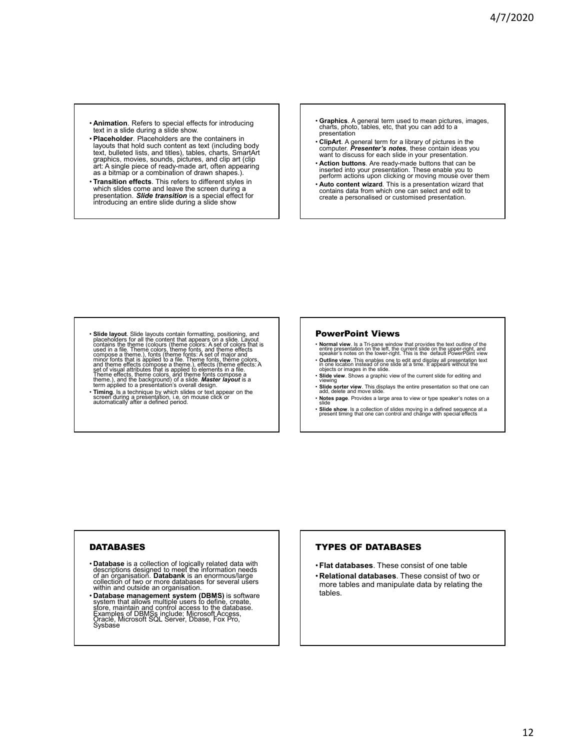- **Animation**. Refers to special effects for introducing text in a slide during a slide show.
- **Placeholder**. Placeholders are the containers in layouts that hold such content as text (including body text, bulleted lists, and titles), tables, charts, SmartArt graphics, movies, sounds, pictures, and clip art (clip art: A single piece of ready-made art, often appearing as a bitmap or a combination of drawn shapes.).
- **Transition effects**. This refers to different styles in which slides come and leave the screen during a presentation. ***Slide transition*** is a special effect for introducing an entire slide during a slide show

- **Graphics**. A general term used to mean pictures, images, charts, photo, tables, etc, that you can add to a presentation
- **ClipArt**. A general term for a library of pictures in the computer. ***Presenter's notes***, these contain ideas you want to discuss for each slide in your presentation.
- **Action buttons**. Are ready-made buttons that can be inserted into your presentation. These enable you to perform actions upon clicking or moving mouse over them
- **Auto content wizard**. This is a presentation wizard that contains data from which one can select and edit to create a personalised or customised presentation.

- **Slide layout**. Slide layouts contain formatting, positioning, and placeholders for all the content that appears on a slide. Layout contains the theme (colours (theme colors: A set of colors that is used in a file. Theme colors, theme fonts, and theme effects compose a theme.), fonts (theme fonts: A set of major and minor fonts that is applied to a file. Theme fonts, theme colors, and theme effects compose a theme.), effects (theme effects: A set of visual attributes that is applied to elements in a file. Theme effects, theme colors, and theme fonts compose a theme.), and the background) of a slide. ***Master layout*** is a term applied to a presentation's overall design.
- **Timing**. Is a technique by which slides or text appear on the screen during a presentation, i.e. on mouse click or automatically after a defined period.

## PowerPoint Views

- **Normal view**. Is a Tri-pane window that provides the text outline of the entire presentation on the left, the current slide on the upper-right, and speaker's notes on the lower-right. This is the default PowerPoint view
- **Outline view**. This enables one to edit and display all presentation text in one location instead of one slide at a time. It appears without the objects or images in the slide.
- **Slide view**. Shows a graphic view of the current slide for editing and viewing
- **Slide sorter view**. This displays the entire presentation so that one can add, delete and move slide.
- **Notes page**. Provides a large area to view or type speaker's notes on a slide
- **Slide show**. Is a collection of slides moving in a defined sequence at a present timing that one can control and change with special effects

## DATABASES

- **Database** is a collection of logically related data with descriptions designed to meet the information needs of an organisation. **Databank** is an enormous/large collection of two or more databases for several users within and outside an organisation.
- **Database management system (DBMS)** is software system that allows multiple users to define, create, store, maintain and control access to the database. Examples of DBMSs include; Microsoft Access, Oracle, Microsoft SQL Server, Dbase, Fox Pro, Sysbase

## TYPES OF DATABASES

- **Flat databases**. These consist of one table
- **Relational databases**. These consist of two or more tables and manipulate data by relating the tables.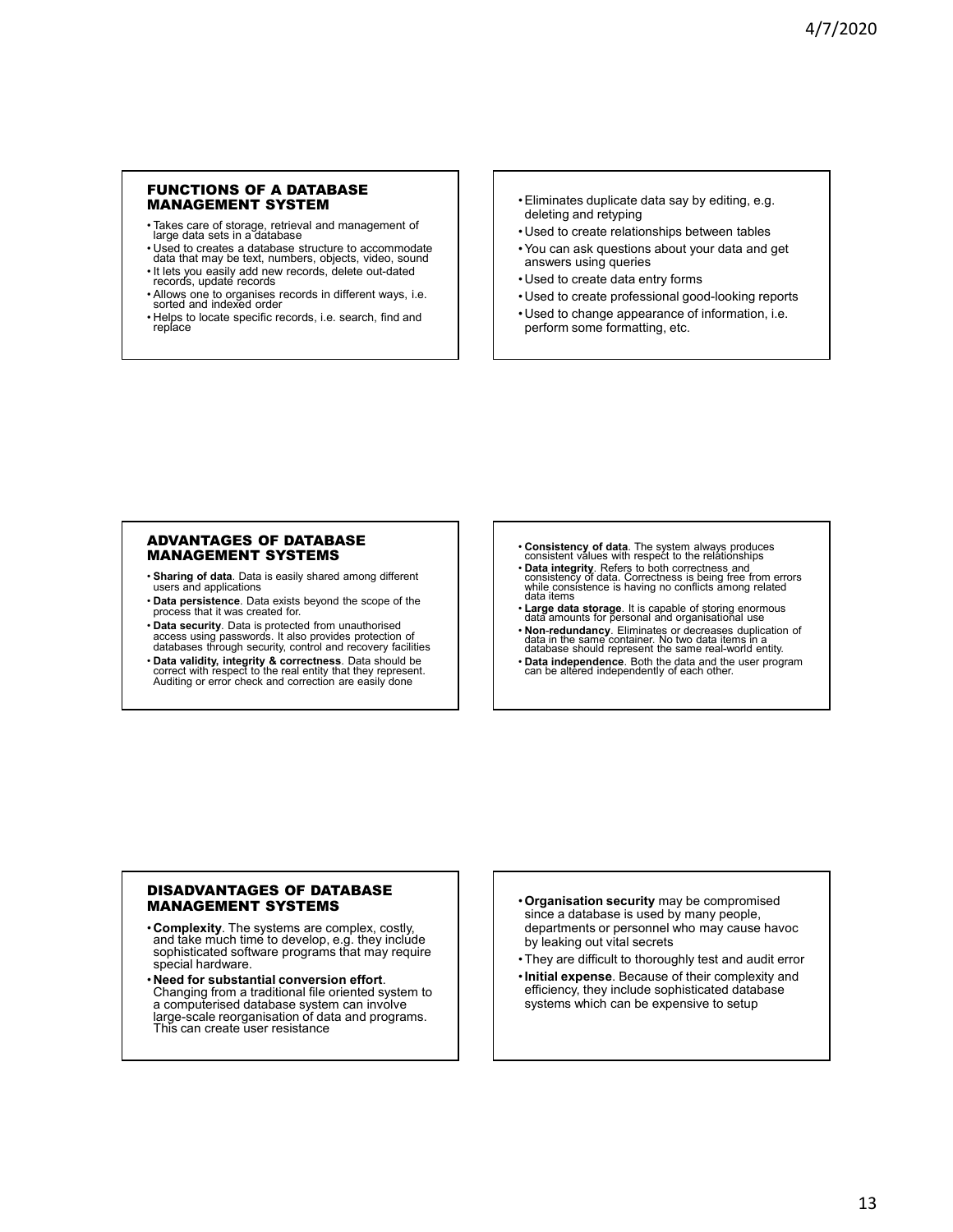## FUNCTIONS OF A DATABASE MANAGEMENT SYSTEM

- Takes care of storage, retrieval and management of large data sets in a database
- Used to creates a database structure to accommodate data that may be text, numbers, objects, video, sound
- It lets you easily add new records, delete out-dated records, update records
- Allows one to organises records in different ways, i.e. sorted and indexed order
- Helps to locate specific records, i.e. search, find and replace

- Eliminates duplicate data say by editing, e.g. deleting and retyping
- Used to create relationships between tables
- You can ask questions about your data and get answers using queries
- Used to create data entry forms
- Used to create professional good-looking reports
- Used to change appearance of information, i.e. perform some formatting, etc.

## ADVANTAGES OF DATABASE MANAGEMENT SYSTEMS

- **Sharing of data**. Data is easily shared among different users and applications
- **Data persistence**. Data exists beyond the scope of the process that it was created for.
- **Data security**. Data is protected from unauthorised access using passwords. It also provides protection of databases through security, control and recovery facilities
- **Data validity, integrity & correctness**. Data should be correct with respect to the real entity that they represent. Auditing or error check and correction are easily done

- **Consistency of data**. The system always produces consistent values with respect to the relationships
- **Data integrity**. Refers to both correctness and consistency of data. Correctness is being free from errors while consistence is having no conflicts among related data items
- **Large data storage**. It is capable of storing enormous data amounts for personal and organisational use
- **Non-redundancy**. Eliminates or decreases duplication of data in the same container. No two data items in a database should represent the same real-world entity.
- **Data independence**. Both the data and the user program can be altered independently of each other.

## DISADVANTAGES OF DATABASE MANAGEMENT SYSTEMS

- **Complexity**. The systems are complex, costly, and take much time to develop, e.g. they include sophisticated software programs that may require special hardware.
- **Need for substantial conversion effort**. Changing from a traditional file oriented system to a computerised database system can involve large-scale reorganisation of data and programs. This can create user resistance

- **Organisation security** may be compromised since a database is used by many people, departments or personnel who may cause havoc by leaking out vital secrets
- They are difficult to thoroughly test and audit error
- **Initial expense**. Because of their complexity and efficiency, they include sophisticated database systems which can be expensive to setup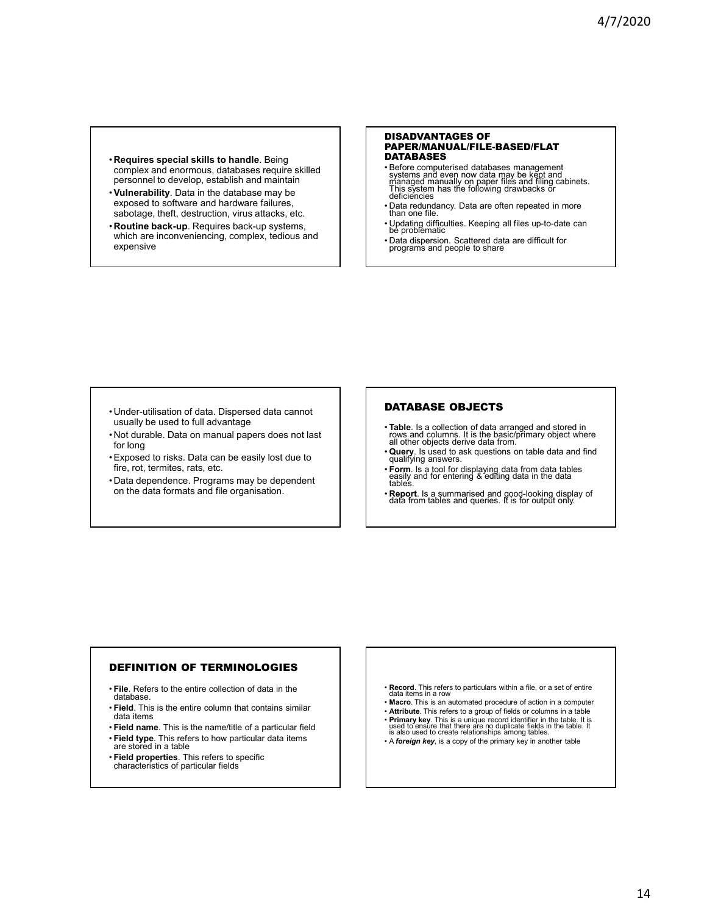- **Requires special skills to handle**. Being complex and enormous, databases require skilled personnel to develop, establish and maintain
- **Vulnerability**. Data in the database may be exposed to software and hardware failures, sabotage, theft, destruction, virus attacks, etc.
- **Routine back-up**. Requires back-up systems, which are inconveniencing, complex, tedious and expensive

## DISADVANTAGES OF PAPER/MANUAL/FILE-BASED/FLAT DATABASES

- Before computerised databases management systems and even now data may be kept and managed manually on paper files and filing cabinets. This system has the following drawbacks or deficiencies
- Data redundancy. Data are often repeated in more than one file.
- Updating difficulties. Keeping all files up-to-date can be problematic
- Data dispersion. Scattered data are difficult for programs and people to share

- Under-utilisation of data. Dispersed data cannot usually be used to full advantage
- Not durable. Data on manual papers does not last for long
- Exposed to risks. Data can be easily lost due to fire, rot, termites, rats, etc.
- Data dependence. Programs may be dependent on the data formats and file organisation.

## DATABASE OBJECTS

- **Table**. Is a collection of data arranged and stored in rows and columns. It is the basic/primary object where all other objects derive data from.
- **Query**. Is used to ask questions on table data and find qualifying answers.
- **Form**. Is a tool for displaying data from data tables easily and for entering & editing data in the data tables.
- **Report**. Is a summarised and good-looking display of data from tables and queries. It is for output only.

## DEFINITION OF TERMINOLOGIES

- **File**. Refers to the entire collection of data in the database.
- **Field**. This is the entire column that contains similar data items
- **Field name**. This is the name/title of a particular field
- **Field type**. This refers to how particular data items are stored in a table
- **Field properties**. This refers to specific characteristics of particular fields

- **Record**. This refers to particulars within a file, or a set of entire data items in a row
- **Macro**. This is an automated procedure of action in a computer
- **Attribute**. This refers to a group of fields or columns in a table
- **Primary key**. This is a unique record identifier in the table. It is used to ensure that there are no duplicate fields in the table. It is also used to create relationships among tables.
- A ***foreign key***, is a copy of the primary key in another table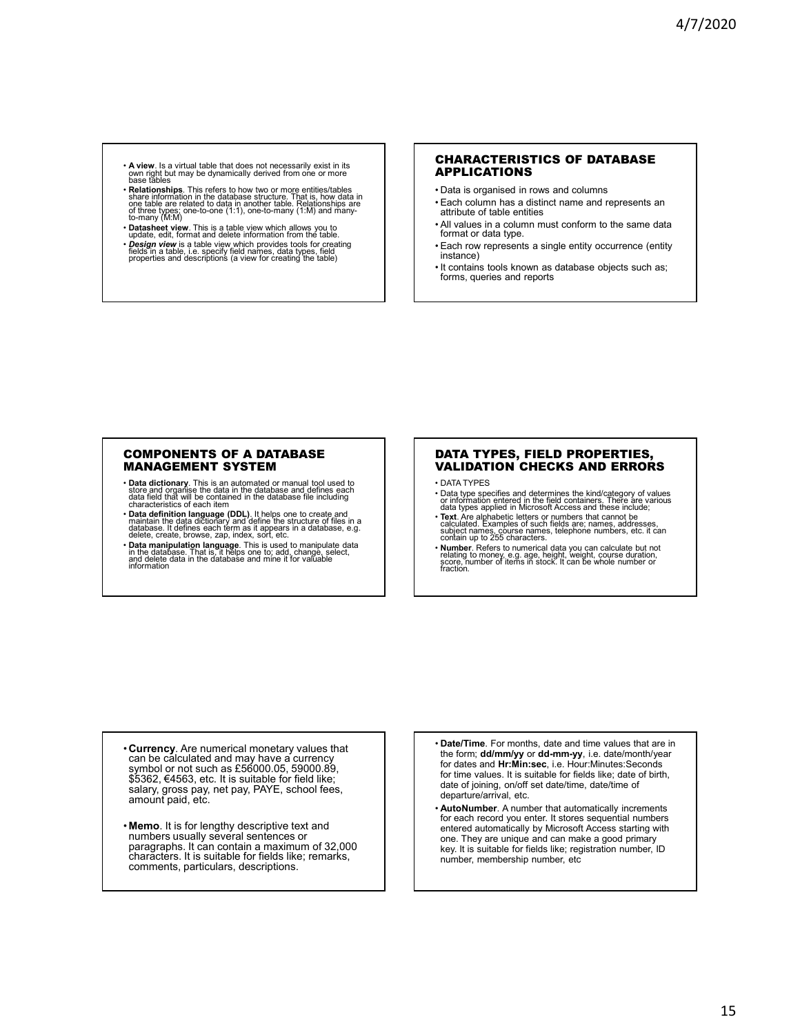- **A view**. Is a virtual table that does not necessarily exist in its own right but may be dynamically derived from one or more base tables
- **Relationships**. This refers to how two or more entities/tables share information in the database structure. That is, how data in one table are related to data in another table. Relationships are of three types; one-to-one (1:1), one-to-many (1:M) and many-to-many (M:M)
- **Datasheet view**. This is a table view which allows you to update, edit, format and delete information from the table.
- ***Design view*** is a table view which provides tools for creating fields in a table, i.e. specify field names, data types, field properties and descriptions (a view for creating the table)

## CHARACTERISTICS OF DATABASE APPLICATIONS

- Data is organised in rows and columns
- Each column has a distinct name and represents an attribute of table entities
- All values in a column must conform to the same data format or data type.
- Each row represents a single entity occurrence (entity instance)
- It contains tools known as database objects such as; forms, queries and reports

## COMPONENTS OF A DATABASE MANAGEMENT SYSTEM

- **Data dictionary**. This is an automated or manual tool used to store and organise the data in the database and defines each data field that will be contained in the database file including characteristics of each item
- **Data definition language (DDL)**. It helps one to create and maintain the data dictionary and define the structure of files in a database. It defines each term as it appears in a database, e.g. delete, create, browse, zap, index, sort, etc.
- **Data manipulation language**. This is used to manipulate data in the database. That is, it helps one to; add, change, select, and delete data in the database and mine it for valuable information

## DATA TYPES, FIELD PROPERTIES, VALIDATION CHECKS AND ERRORS

- DATA TYPES
- Data type specifies and determines the kind/category of values or information entered in the field containers. There are various data types applied in Microsoft Access and these include;
- **Text**. Are alphabetic letters or numbers that cannot be calculated. Examples of such fields are; names, addresses, subject names, course names, telephone numbers, etc. it can contain up to 255 characters.
- **Number**. Refers to numerical data you can calculate but not relating to money, e.g. age, height, weight, course duration, score, number of items in stock. It can be whole number or fraction.

- **Currency**. Are numerical monetary values that can be calculated and may have a currency symbol or not such as £56000.05, 59000.89, $5362, €4563, etc. It is suitable for field like; salary, gross pay, net pay, PAYE, school fees, amount paid, etc.
- **Memo**. It is for lengthy descriptive text and numbers usually several sentences or paragraphs. It can contain a maximum of 32,000 characters. It is suitable for fields like; remarks, comments, particulars, descriptions.

- **Date/Time**. For months, date and time values that are in the form; **dd/mm/yy** or **dd-mm-yy**, i.e. date/month/year for dates and **Hr:Min:sec**, i.e. Hour:Minutes:Seconds for time values. It is suitable for fields like; date of birth, date of joining, on/off set date/time, date/time of departure/arrival, etc.
- **AutoNumber**. A number that automatically increments for each record you enter. It stores sequential numbers entered automatically by Microsoft Access starting with one. They are unique and can make a good primary key. It is suitable for fields like; registration number, ID number, membership number, etc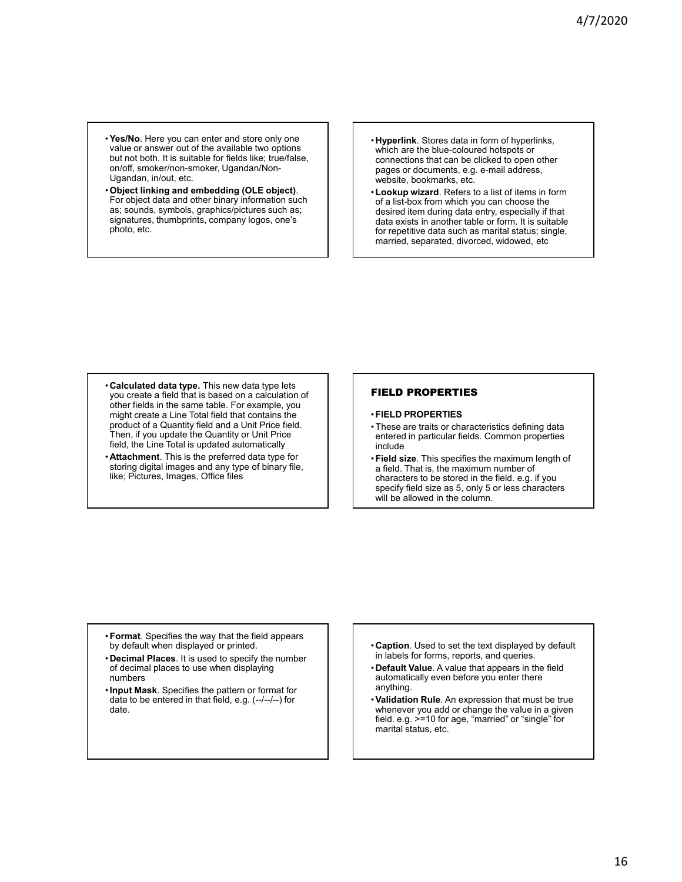- **Yes/No**. Here you can enter and store only one value or answer out of the available two options but not both. It is suitable for fields like; true/false, on/off, smoker/non-smoker, Ugandan/Non-Ugandan, in/out, etc.
- **Object linking and embedding (OLE object)**. For object data and other binary information such as; sounds, symbols, graphics/pictures such as; signatures, thumbprints, company logos, one's photo, etc.

- **Hyperlink**. Stores data in form of hyperlinks, which are the blue-coloured hotspots or connections that can be clicked to open other pages or documents, e.g. e-mail address, website, bookmarks, etc.
- **Lookup wizard**. Refers to a list of items in form of a list-box from which you can choose the desired item during data entry, especially if that data exists in another table or form. It is suitable for repetitive data such as marital status; single, married, separated, divorced, widowed, etc

- **Calculated data type.** This new data type lets you create a field that is based on a calculation of other fields in the same table. For example, you might create a Line Total field that contains the product of a Quantity field and a Unit Price field. Then, if you update the Quantity or Unit Price field, the Line Total is updated automatically
- **Attachment**. This is the preferred data type for storing digital images and any type of binary file, like; Pictures, Images, Office files

## FIELD PROPERTIES

- **FIELD PROPERTIES**
- These are traits or characteristics defining data entered in particular fields. Common properties include
- **Field size**. This specifies the maximum length of a field. That is, the maximum number of characters to be stored in the field. e.g. if you specify field size as 5, only 5 or less characters will be allowed in the column.

- **Format**. Specifies the way that the field appears by default when displayed or printed.
- **Decimal Places**. It is used to specify the number of decimal places to use when displaying numbers
- **Input Mask**. Specifies the pattern or format for data to be entered in that field, e.g. (--/--/--) for date.

- **Caption**. Used to set the text displayed by default in labels for forms, reports, and queries.
- **Default Value**. A value that appears in the field automatically even before you enter there anything.
- **Validation Rule**. An expression that must be true whenever you add or change the value in a given field. e.g. >=10 for age, "married" or "single" for marital status, etc.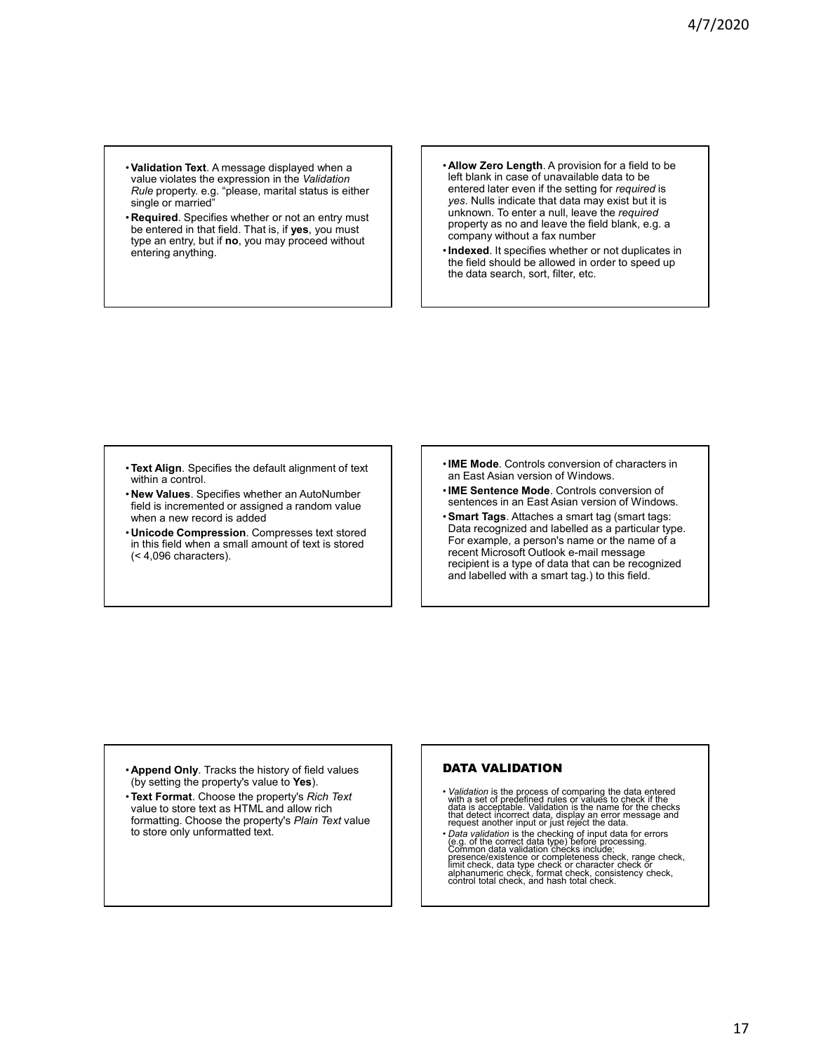- **Validation Text**. A message displayed when a value violates the expression in the *Validation Rule* property. e.g. "please, marital status is either single or married"
- **Required**. Specifies whether or not an entry must be entered in that field. That is, if **yes**, you must type an entry, but if **no**, you may proceed without entering anything.

- **Allow Zero Length**. A provision for a field to be left blank in case of unavailable data to be entered later even if the setting for *required* is *yes*. Nulls indicate that data may exist but it is unknown. To enter a null, leave the *required* property as no and leave the field blank, e.g. a company without a fax number
- **Indexed**. It specifies whether or not duplicates in the field should be allowed in order to speed up the data search, sort, filter, etc.

- **Text Align**. Specifies the default alignment of text within a control.
- **New Values**. Specifies whether an AutoNumber field is incremented or assigned a random value when a new record is added
- **Unicode Compression**. Compresses text stored in this field when a small amount of text is stored (< 4,096 characters).

- **IME Mode**. Controls conversion of characters in an East Asian version of Windows.
- **IME Sentence Mode**. Controls conversion of sentences in an East Asian version of Windows.
- **Smart Tags**. Attaches a smart tag (smart tags: Data recognized and labelled as a particular type. For example, a person's name or the name of a recent Microsoft Outlook e-mail message recipient is a type of data that can be recognized and labelled with a smart tag.) to this field.

- **Append Only**. Tracks the history of field values (by setting the property's value to **Yes**).
- **Text Format**. Choose the property's *Rich Text* value to store text as HTML and allow rich formatting. Choose the property's *Plain Text* value to store only unformatted text.

## DATA VALIDATION

- *Validation* is the process of comparing the data entered with a set of predefined rules or values to check if the data is acceptable. Validation is the name for the checks that detect incorrect data, display an error message and request another input or just reject the data.
- *Data validation* is the checking of input data for errors (e.g. of the correct data type) before processing. Common data validation checks include; presence/existence or completeness check, range check, limit check, data type check or character check or alphanumeric check, format check, consistency check, control total check, and hash total check.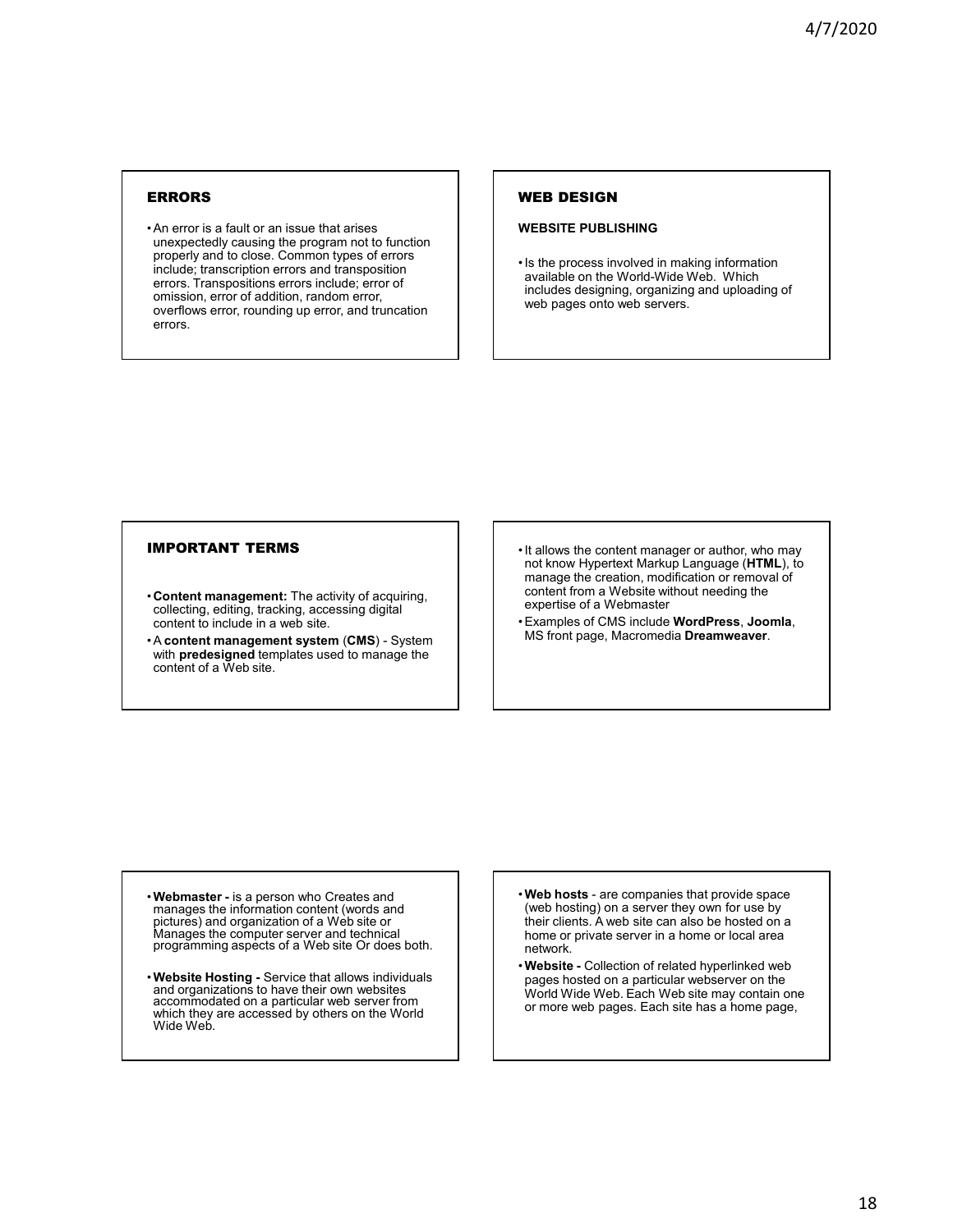## ERRORS

- An error is a fault or an issue that arises unexpectedly causing the program not to function properly and to close. Common types of errors include; transcription errors and transposition errors. Transpositions errors include; error of omission, error of addition, random error, overflows error, rounding up error, and truncation errors.

## WEB DESIGN

**WEBSITE PUBLISHING**

- Is the process involved in making information available on the World-Wide Web. Which includes designing, organizing and uploading of web pages onto web servers.

## IMPORTANT TERMS

- **Content management:** The activity of acquiring, collecting, editing, tracking, accessing digital content to include in a web site.
- A **content management system** (**CMS**) - System with **predesigned** templates used to manage the content of a Web site.

- It allows the content manager or author, who may not know Hypertext Markup Language (**HTML**), to manage the creation, modification or removal of content from a Website without needing the expertise of a Webmaster
- Examples of CMS include **WordPress**, **Joomla**, MS front page, Macromedia **Dreamweaver**.

- **Webmaster -** is a person who Creates and manages the information content (words and pictures) and organization of a Web site or Manages the computer server and technical programming aspects of a Web site Or does both.
- **Website Hosting -** Service that allows individuals and organizations to have their own websites accommodated on a particular web server from which they are accessed by others on the World Wide Web.

- **Web hosts** - are companies that provide space (web hosting) on a server they own for use by their clients. A web site can also be hosted on a home or private server in a home or local area network.
- **Website -** Collection of related hyperlinked web pages hosted on a particular webserver on the World Wide Web. Each Web site may contain one or more web pages. Each site has a home page,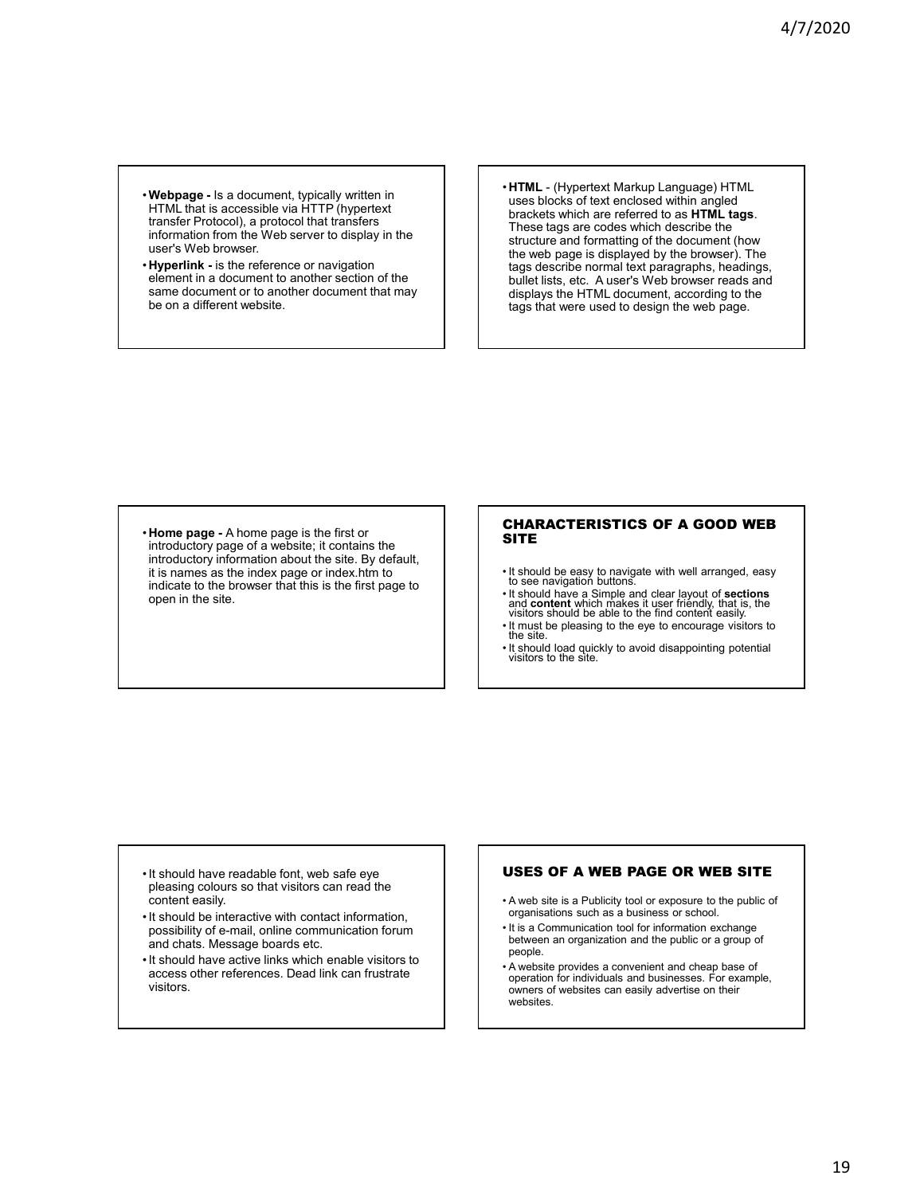- **Webpage -** Is a document, typically written in HTML that is accessible via HTTP (hypertext transfer Protocol), a protocol that transfers information from the Web server to display in the user's Web browser.
- **Hyperlink -** is the reference or navigation element in a document to another section of the same document or to another document that may be on a different website.

- **HTML** - (Hypertext Markup Language) HTML uses blocks of text enclosed within angled brackets which are referred to as **HTML tags**. These tags are codes which describe the structure and formatting of the document (how the web page is displayed by the browser). The tags describe normal text paragraphs, headings, bullet lists, etc. A user's Web browser reads and displays the HTML document, according to the tags that were used to design the web page.

- **Home page -** A home page is the first or introductory page of a website; it contains the introductory information about the site. By default, it is names as the index page or index.htm to indicate to the browser that this is the first page to open in the site.

## CHARACTERISTICS OF A GOOD WEB SITE

- It should be easy to navigate with well arranged, easy to see navigation buttons.
- It should have a Simple and clear layout of **sections** and **content** which makes it user friendly, that is, the visitors should be able to the find content easily.
- It must be pleasing to the eye to encourage visitors to the site.
- It should load quickly to avoid disappointing potential visitors to the site.

- It should have readable font, web safe eye pleasing colours so that visitors can read the content easily.
- It should be interactive with contact information, possibility of e-mail, online communication forum and chats. Message boards etc.
- It should have active links which enable visitors to access other references. Dead link can frustrate visitors.

## USES OF A WEB PAGE OR WEB SITE

- A web site is a Publicity tool or exposure to the public of organisations such as a business or school.
- It is a Communication tool for information exchange between an organization and the public or a group of people.
- A website provides a convenient and cheap base of operation for individuals and businesses. For example, owners of websites can easily advertise on their websites.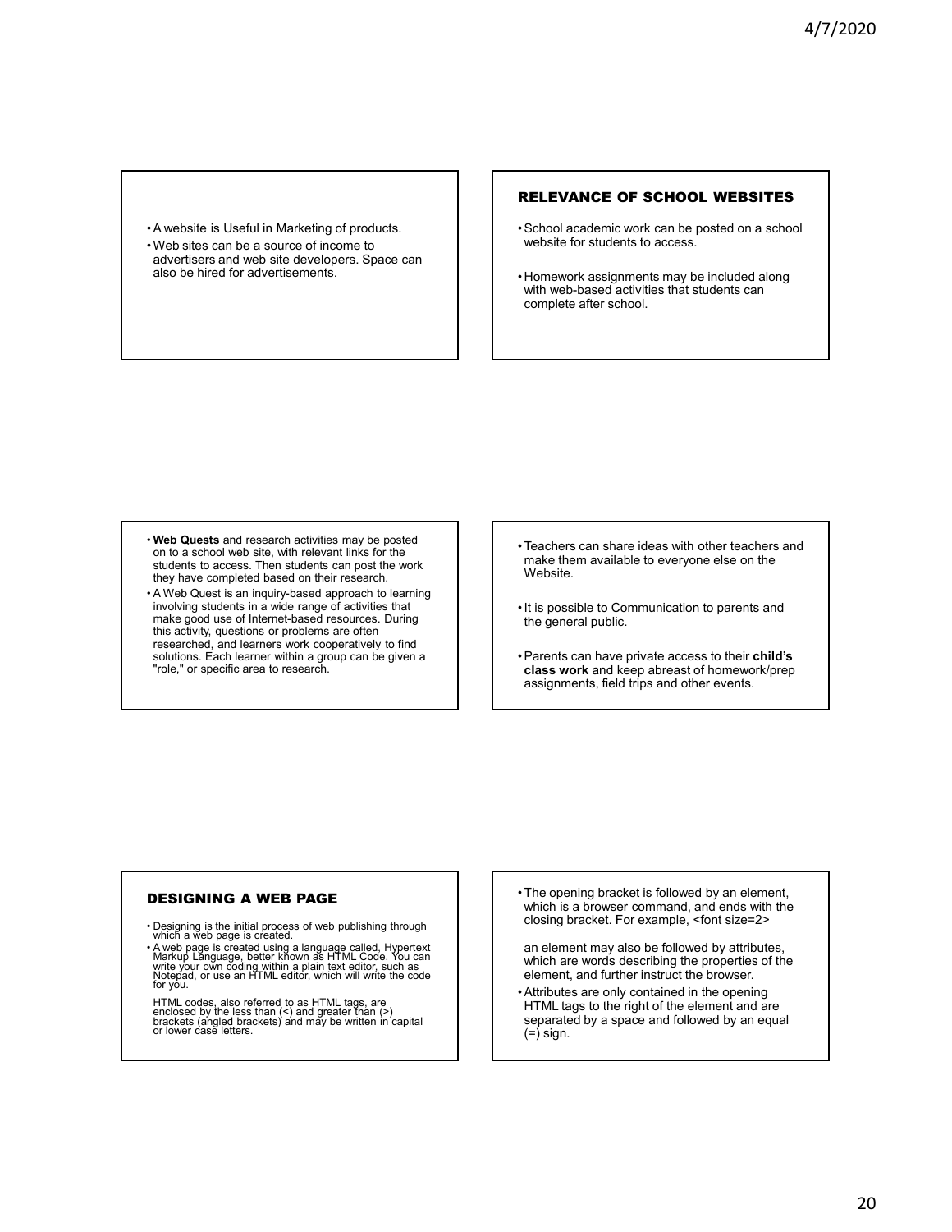- A website is Useful in Marketing of products.
- Web sites can be a source of income to advertisers and web site developers. Space can also be hired for advertisements.

## RELEVANCE OF SCHOOL WEBSITES

- School academic work can be posted on a school website for students to access.
- Homework assignments may be included along with web-based activities that students can complete after school.

- **Web Quests** and research activities may be posted on to a school web site, with relevant links for the students to access. Then students can post the work they have completed based on their research.
- A Web Quest is an inquiry-based approach to learning involving students in a wide range of activities that make good use of Internet-based resources. During this activity, questions or problems are often researched, and learners work cooperatively to find solutions. Each learner within a group can be given a "role," or specific area to research.

- Teachers can share ideas with other teachers and make them available to everyone else on the Website.
- It is possible to Communication to parents and the general public.
- Parents can have private access to their **child's class work** and keep abreast of homework/prep assignments, field trips and other events.

## DESIGNING A WEB PAGE

- Designing is the initial process of web publishing through which a web page is created.
- A web page is created using a language called, Hypertext Markup Language, better known as HTML Code. You can write your own coding within a plain text editor, such as Notepad, or use an HTML editor, which will write the code for you.

  HTML codes, also referred to as HTML tags, are enclosed by the less than (<) and greater than (>) brackets (angled brackets) and may be written in capital or lower case letters.

- The opening bracket is followed by an element, which is a browser command, and ends with the closing bracket. For example, <font size=2>

  an element may also be followed by attributes, which are words describing the properties of the element, and further instruct the browser.
- Attributes are only contained in the opening HTML tags to the right of the element and are separated by a space and followed by an equal (=) sign.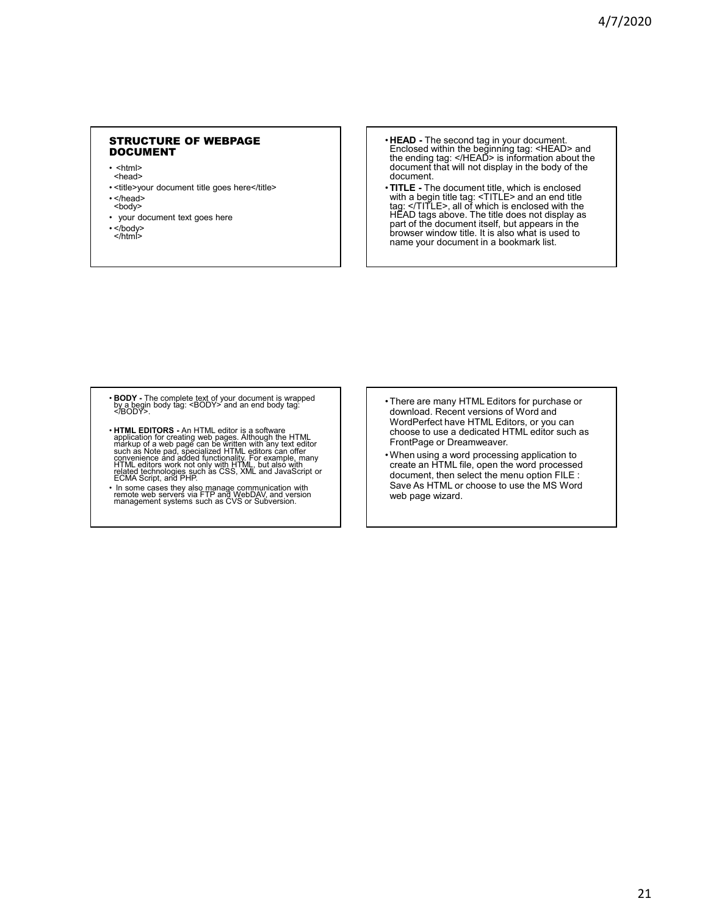## STRUCTURE OF WEBPAGE DOCUMENT

- <html>
  <head>
- <title>your document title goes here</title>
- </head>
  <body>
- your document text goes here
- </body>
  </html>

- **HEAD -** The second tag in your document. Enclosed within the beginning tag: <HEAD> and the ending tag: </HEAD> is information about the document that will not display in the body of the document.
- **TITLE -** The document title, which is enclosed with a begin title tag: <TITLE> and an end title tag: </TITLE>, all of which is enclosed with the HEAD tags above. The title does not display as part of the document itself, but appears in the browser window title. It is also what is used to name your document in a bookmark list.

- **BODY -** The complete text of your document is wrapped by a begin body tag: <BODY> and an end body tag: </BODY>.
- **HTML EDITORS -** An HTML editor is a software application for creating web pages. Although the HTML markup of a web page can be written with any text editor such as Note pad, specialized HTML editors can offer convenience and added functionality. For example, many HTML editors work not only with HTML, but also with related technologies such as CSS, XML and JavaScript or ECMA Script, and PHP.
- In some cases they also manage communication with remote web servers via FTP and WebDAV, and version management systems such as CVS or Subversion.

- There are many HTML Editors for purchase or download. Recent versions of Word and WordPerfect have HTML Editors, or you can choose to use a dedicated HTML editor such as FrontPage or Dreamweaver.
- When using a word processing application to create an HTML file, open the word processed document, then select the menu option FILE : Save As HTML or choose to use the MS Word web page wizard.